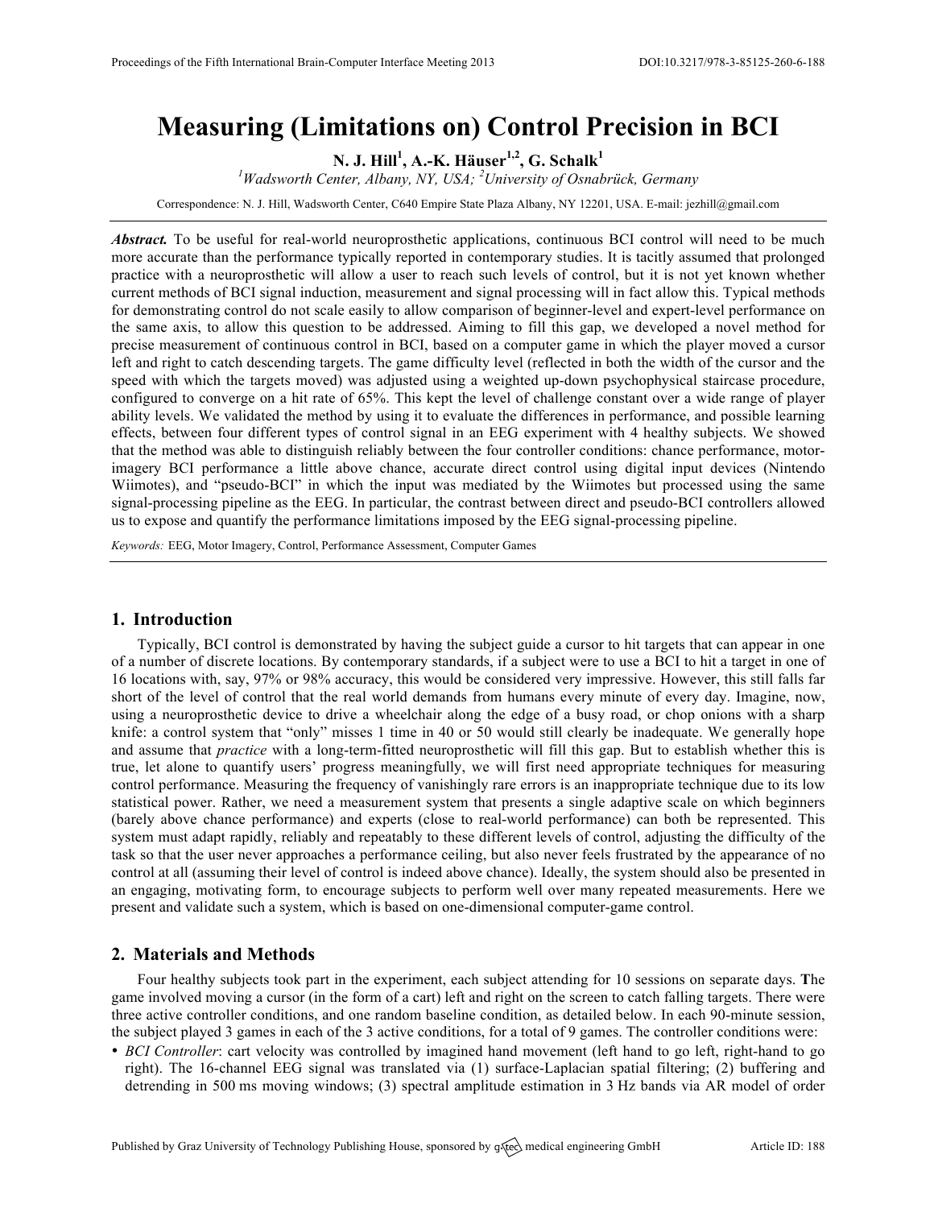# Measuring (Limitations on) Control Precision in BCI

**N. J. Hill[1], A.-K. Häuser[1,2], G. Schalk[1]**

[1]*Wadsworth Center, Albany, NY, USA;* [2]*University of Osnabrück, Germany*

Correspondence: N. J. Hill, Wadsworth Center, C640 Empire State Plaza Albany, NY 12201, USA. E-mail: jezhill@gmail.com

***Abstract.*** To be useful for real-world neuroprosthetic applications, continuous BCI control will need to be much more accurate than the performance typically reported in contemporary studies. It is tacitly assumed that prolonged practice with a neuroprosthetic will allow a user to reach such levels of control, but it is not yet known whether current methods of BCI signal induction, measurement and signal processing will in fact allow this. Typical methods for demonstrating control do not scale easily to allow comparison of beginner-level and expert-level performance on the same axis, to allow this question to be addressed. Aiming to fill this gap, we developed a novel method for precise measurement of continuous control in BCI, based on a computer game in which the player moved a cursor left and right to catch descending targets. The game difficulty level (reflected in both the width of the cursor and the speed with which the targets moved) was adjusted using a weighted up-down psychophysical staircase procedure, configured to converge on a hit rate of 65%. This kept the level of challenge constant over a wide range of player ability levels. We validated the method by using it to evaluate the differences in performance, and possible learning effects, between four different types of control signal in an EEG experiment with 4 healthy subjects. We showed that the method was able to distinguish reliably between the four controller conditions: chance performance, motor-imagery BCI performance a little above chance, accurate direct control using digital input devices (Nintendo Wiimotes), and "pseudo-BCI" in which the input was mediated by the Wiimotes but processed using the same signal-processing pipeline as the EEG. In particular, the contrast between direct and pseudo-BCI controllers allowed us to expose and quantify the performance limitations imposed by the EEG signal-processing pipeline.

*Keywords:* EEG, Motor Imagery, Control, Performance Assessment, Computer Games

## 1. Introduction

Typically, BCI control is demonstrated by having the subject guide a cursor to hit targets that can appear in one of a number of discrete locations. By contemporary standards, if a subject were to use a BCI to hit a target in one of 16 locations with, say, 97% or 98% accuracy, this would be considered very impressive. However, this still falls far short of the level of control that the real world demands from humans every minute of every day. Imagine, now, using a neuroprosthetic device to drive a wheelchair along the edge of a busy road, or chop onions with a sharp knife: a control system that "only" misses 1 time in 40 or 50 would still clearly be inadequate. We generally hope and assume that *practice* with a long-term-fitted neuroprosthetic will fill this gap. But to establish whether this is true, let alone to quantify users' progress meaningfully, we will first need appropriate techniques for measuring control performance. Measuring the frequency of vanishingly rare errors is an inappropriate technique due to its low statistical power. Rather, we need a measurement system that presents a single adaptive scale on which beginners (barely above chance performance) and experts (close to real-world performance) can both be represented. This system must adapt rapidly, reliably and repeatably to these different levels of control, adjusting the difficulty of the task so that the user never approaches a performance ceiling, but also never feels frustrated by the appearance of no control at all (assuming their level of control is indeed above chance). Ideally, the system should also be presented in an engaging, motivating form, to encourage subjects to perform well over many repeated measurements. Here we present and validate such a system, which is based on one-dimensional computer-game control.

## 2. Materials and Methods

Four healthy subjects took part in the experiment, each subject attending for 10 sessions on separate days. **T**he game involved moving a cursor (in the form of a cart) left and right on the screen to catch falling targets. There were three active controller conditions, and one random baseline condition, as detailed below. In each 90-minute session, the subject played 3 games in each of the 3 active conditions, for a total of 9 games. The controller conditions were:

- *BCI Controller*: cart velocity was controlled by imagined hand movement (left hand to go left, right-hand to go right). The 16-channel EEG signal was translated via (1) surface-Laplacian spatial filtering; (2) buffering and detrending in 500 ms moving windows; (3) spectral amplitude estimation in 3 Hz bands via AR model of order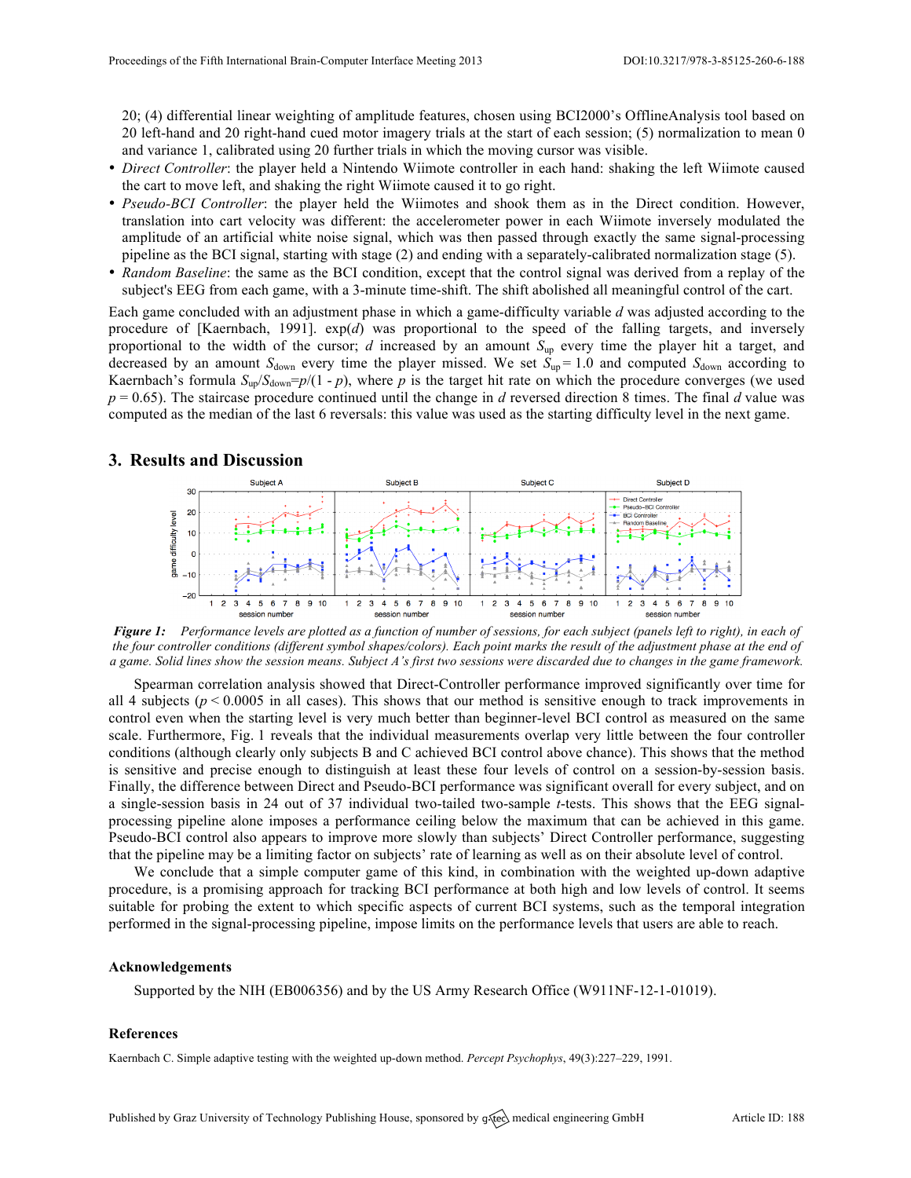20; (4) differential linear weighting of amplitude features, chosen using BCI2000's OfflineAnalysis tool based on 20 left-hand and 20 right-hand cued motor imagery trials at the start of each session; (5) normalization to mean 0 and variance 1, calibrated using 20 further trials in which the moving cursor was visible.

- *Direct Controller*: the player held a Nintendo Wiimote controller in each hand: shaking the left Wiimote caused the cart to move left, and shaking the right Wiimote caused it to go right.
- *Pseudo-BCI Controller*: the player held the Wiimotes and shook them as in the Direct condition. However, translation into cart velocity was different: the accelerometer power in each Wiimote inversely modulated the amplitude of an artificial white noise signal, which was then passed through exactly the same signal-processing pipeline as the BCI signal, starting with stage (2) and ending with a separately-calibrated normalization stage (5).
- *Random Baseline*: the same as the BCI condition, except that the control signal was derived from a replay of the subject's EEG from each game, with a 3-minute time-shift. The shift abolished all meaningful control of the cart.

Each game concluded with an adjustment phase in which a game-difficulty variable $d$ was adjusted according to the procedure of [Kaernbach, 1991]. $\exp(d)$ was proportional to the speed of the falling targets, and inversely proportional to the width of the cursor; $d$ increased by an amount $S_{up}$ every time the player hit a target, and decreased by an amount $S_{down}$ every time the player missed. We set $S_{up} = 1.0$ and computed $S_{down}$ according to Kaernbach's formula $S_{up}/S_{down}=p/(1 - p)$, where $p$ is the target hit rate on which the procedure converges (we used $p = 0.65$). The staircase procedure continued until the change in $d$ reversed direction 8 times. The final $d$ value was computed as the median of the last 6 reversals: this value was used as the starting difficulty level in the next game.

## 3. Results and Discussion

Subject A
Subject B
Subject C
Subject D
game difficulty level
30
20
10
0
−10
−20
1 2 3 4 5 6 7 8 9 10
session number
Direct Controller
Pseudo-BCI Controller
BCI Controller
Random Baseline

***Figure 1:*** *Performance levels are plotted as a function of number of sessions, for each subject (panels left to right), in each of the four controller conditions (different symbol shapes/colors). Each point marks the result of the adjustment phase at the end of a game. Solid lines show the session means. Subject A's first two sessions were discarded due to changes in the game framework.*

Spearman correlation analysis showed that Direct-Controller performance improved significantly over time for all 4 subjects ($p < 0.0005$ in all cases). This shows that our method is sensitive enough to track improvements in control even when the starting level is very much better than beginner-level BCI control as measured on the same scale. Furthermore, Fig. 1 reveals that the individual measurements overlap very little between the four controller conditions (although clearly only subjects B and C achieved BCI control above chance). This shows that the method is sensitive and precise enough to distinguish at least these four levels of control on a session-by-session basis. Finally, the difference between Direct and Pseudo-BCI performance was significant overall for every subject, and on a single-session basis in 24 out of 37 individual two-tailed two-sample $t$-tests. This shows that the EEG signal-processing pipeline alone imposes a performance ceiling below the maximum that can be achieved in this game. Pseudo-BCI control also appears to improve more slowly than subjects' Direct Controller performance, suggesting that the pipeline may be a limiting factor on subjects' rate of learning as well as on their absolute level of control.

We conclude that a simple computer game of this kind, in combination with the weighted up-down adaptive procedure, is a promising approach for tracking BCI performance at both high and low levels of control. It seems suitable for probing the extent to which specific aspects of current BCI systems, such as the temporal integration performed in the signal-processing pipeline, impose limits on the performance levels that users are able to reach.

### Acknowledgements

Supported by the NIH (EB006356) and by the US Army Research Office (W911NF-12-1-01019).

### References

Kaernbach C. Simple adaptive testing with the weighted up-down method. *Percept Psychophys*, 49(3):227–229, 1991.